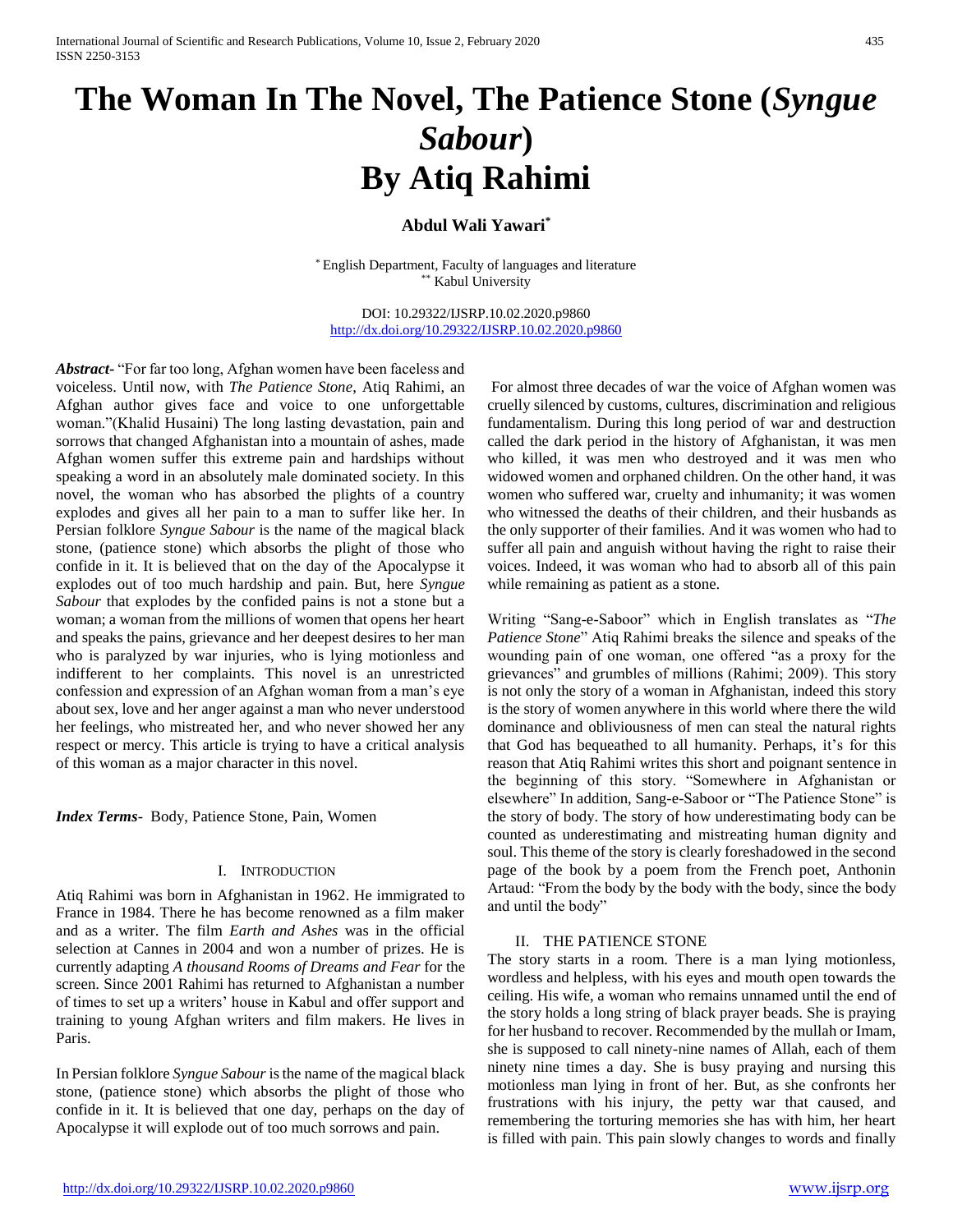# The Woman In The Novel, The Patience Stone (*Syngue Sabour*) By Atiq Rahimi

**Abdul Wali Yawari***

* English Department, Faculty of languages and literature
** Kabul University

DOI: 10.29322/IJSRP.10.02.2020.p9860
http://dx.doi.org/10.29322/IJSRP.10.02.2020.p9860

***Abstract-*** "For far too long, Afghan women have been faceless and voiceless. Until now, with *The Patience Stone*, Atiq Rahimi, an Afghan author gives face and voice to one unforgettable woman."(Khalid Husaini) The long lasting devastation, pain and sorrows that changed Afghanistan into a mountain of ashes, made Afghan women suffer this extreme pain and hardships without speaking a word in an absolutely male dominated society. In this novel, the woman who has absorbed the plights of a country explodes and gives all her pain to a man to suffer like her. In Persian folklore *Syngue Sabour* is the name of the magical black stone, (patience stone) which absorbs the plight of those who confide in it. It is believed that on the day of the Apocalypse it explodes out of too much hardship and pain. But, here *Syngue Sabour* that explodes by the confided pains is not a stone but a woman; a woman from the millions of women that opens her heart and speaks the pains, grievance and her deepest desires to her man who is paralyzed by war injuries, who is lying motionless and indifferent to her complaints. This novel is an unrestricted confession and expression of an Afghan woman from a man's eye about sex, love and her anger against a man who never understood her feelings, who mistreated her, and who never showed her any respect or mercy. This article is trying to have a critical analysis of this woman as a major character in this novel.

***Index Terms-*** Body, Patience Stone, Pain, Women

## I. Introduction

Atiq Rahimi was born in Afghanistan in 1962. He immigrated to France in 1984. There he has become renowned as a film maker and as a writer. The film *Earth and Ashes* was in the official selection at Cannes in 2004 and won a number of prizes. He is currently adapting *A thousand Rooms of Dreams and Fear* for the screen. Since 2001 Rahimi has returned to Afghanistan a number of times to set up a writers' house in Kabul and offer support and training to young Afghan writers and film makers. He lives in Paris.

In Persian folklore *Syngue Sabour* is the name of the magical black stone, (patience stone) which absorbs the plight of those who confide in it. It is believed that one day, perhaps on the day of Apocalypse it will explode out of too much sorrows and pain.

For almost three decades of war the voice of Afghan women was cruelly silenced by customs, cultures, discrimination and religious fundamentalism. During this long period of war and destruction called the dark period in the history of Afghanistan, it was men who killed, it was men who destroyed and it was men who widowed women and orphaned children. On the other hand, it was women who suffered war, cruelty and inhumanity; it was women who witnessed the deaths of their children, and their husbands as the only supporter of their families. And it was women who had to suffer all pain and anguish without having the right to raise their voices. Indeed, it was woman who had to absorb all of this pain while remaining as patient as a stone.

Writing "Sang-e-Saboor" which in English translates as "*The Patience Stone*" Atiq Rahimi breaks the silence and speaks of the wounding pain of one woman, one offered "as a proxy for the grievances" and grumbles of millions (Rahimi; 2009). This story is not only the story of a woman in Afghanistan, indeed this story is the story of women anywhere in this world where there the wild dominance and obliviousness of men can steal the natural rights that God has bequeathed to all humanity. Perhaps, it's for this reason that Atiq Rahimi writes this short and poignant sentence in the beginning of this story. "Somewhere in Afghanistan or elsewhere" In addition, Sang-e-Saboor or "The Patience Stone" is the story of body. The story of how underestimating body can be counted as underestimating and mistreating human dignity and soul. This theme of the story is clearly foreshadowed in the second page of the book by a poem from the French poet, Anthonin Artaud: "From the body by the body with the body, since the body and until the body"

## II. The Patience Stone

The story starts in a room. There is a man lying motionless, wordless and helpless, with his eyes and mouth open towards the ceiling. His wife, a woman who remains unnamed until the end of the story holds a long string of black prayer beads. She is praying for her husband to recover. Recommended by the mullah or Imam, she is supposed to call ninety-nine names of Allah, each of them ninety nine times a day. She is busy praying and nursing this motionless man lying in front of her. But, as she confronts her frustrations with his injury, the petty war that caused, and remembering the torturing memories she has with him, her heart is filled with pain. This pain slowly changes to words and finally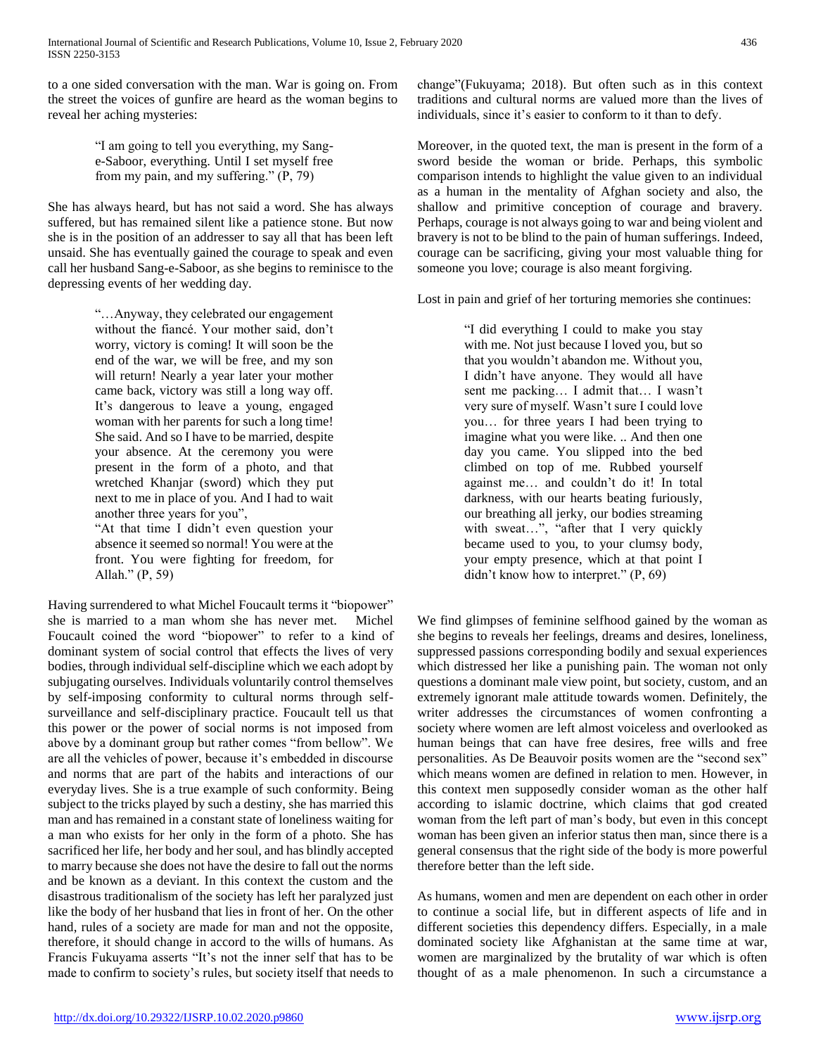to a one sided conversation with the man. War is going on. From the street the voices of gunfire are heard as the woman begins to reveal her aching mysteries:

> "I am going to tell you everything, my Sang-e-Saboor, everything. Until I set myself free from my pain, and my suffering." (P, 79)

She has always heard, but has not said a word. She has always suffered, but has remained silent like a patience stone. But now she is in the position of an addresser to say all that has been left unsaid. She has eventually gained the courage to speak and even call her husband Sang-e-Saboor, as she begins to reminisce to the depressing events of her wedding day.

> "…Anyway, they celebrated our engagement without the fiancé. Your mother said, don't worry, victory is coming! It will soon be the end of the war, we will be free, and my son will return! Nearly a year later your mother came back, victory was still a long way off. It's dangerous to leave a young, engaged woman with her parents for such a long time! She said. And so I have to be married, despite your absence. At the ceremony you were present in the form of a photo, and that wretched Khanjar (sword) which they put next to me in place of you. And I had to wait another three years for you",
> "At that time I didn't even question your absence it seemed so normal! You were at the front. You were fighting for freedom, for Allah." (P, 59)

Having surrendered to what Michel Foucault terms it "biopower" she is married to a man whom she has never met. Michel Foucault coined the word "biopower" to refer to a kind of dominant system of social control that effects the lives of very bodies, through individual self-discipline which we each adopt by subjugating ourselves. Individuals voluntarily control themselves by self-imposing conformity to cultural norms through self-surveillance and self-disciplinary practice. Foucault tell us that this power or the power of social norms is not imposed from above by a dominant group but rather comes "from bellow". We are all the vehicles of power, because it's embedded in discourse and norms that are part of the habits and interactions of our everyday lives. She is a true example of such conformity. Being subject to the tricks played by such a destiny, she has married this man and has remained in a constant state of loneliness waiting for a man who exists for her only in the form of a photo. She has sacrificed her life, her body and her soul, and has blindly accepted to marry because she does not have the desire to fall out the norms and be known as a deviant. In this context the custom and the disastrous traditionalism of the society has left her paralyzed just like the body of her husband that lies in front of her. On the other hand, rules of a society are made for man and not the opposite, therefore, it should change in accord to the wills of humans. As Francis Fukuyama asserts "It's not the inner self that has to be made to confirm to society's rules, but society itself that needs to change"(Fukuyama; 2018). But often such as in this context traditions and cultural norms are valued more than the lives of individuals, since it's easier to conform to it than to defy.

Moreover, in the quoted text, the man is present in the form of a sword beside the woman or bride. Perhaps, this symbolic comparison intends to highlight the value given to an individual as a human in the mentality of Afghan society and also, the shallow and primitive conception of courage and bravery. Perhaps, courage is not always going to war and being violent and bravery is not to be blind to the pain of human sufferings. Indeed, courage can be sacrificing, giving your most valuable thing for someone you love; courage is also meant forgiving.

Lost in pain and grief of her torturing memories she continues:

> "I did everything I could to make you stay with me. Not just because I loved you, but so that you wouldn't abandon me. Without you, I didn't have anyone. They would all have sent me packing… I admit that… I wasn't very sure of myself. Wasn't sure I could love you… for three years I had been trying to imagine what you were like. .. And then one day you came. You slipped into the bed climbed on top of me. Rubbed yourself against me… and couldn't do it! In total darkness, with our hearts beating furiously, our breathing all jerky, our bodies streaming with sweat…", "after that I very quickly became used to you, to your clumsy body, your empty presence, which at that point I didn't know how to interpret." (P, 69)

We find glimpses of feminine selfhood gained by the woman as she begins to reveals her feelings, dreams and desires, loneliness, suppressed passions corresponding bodily and sexual experiences which distressed her like a punishing pain. The woman not only questions a dominant male view point, but society, custom, and an extremely ignorant male attitude towards women. Definitely, the writer addresses the circumstances of women confronting a society where women are left almost voiceless and overlooked as human beings that can have free desires, free wills and free personalities. As De Beauvoir posits women are the "second sex" which means women are defined in relation to men. However, in this context men supposedly consider woman as the other half according to islamic doctrine, which claims that god created woman from the left part of man's body, but even in this concept woman has been given an inferior status then man, since there is a general consensus that the right side of the body is more powerful therefore better than the left side.

As humans, women and men are dependent on each other in order to continue a social life, but in different aspects of life and in different societies this dependency differs. Especially, in a male dominated society like Afghanistan at the same time at war, women are marginalized by the brutality of war which is often thought of as a male phenomenon. In such a circumstance a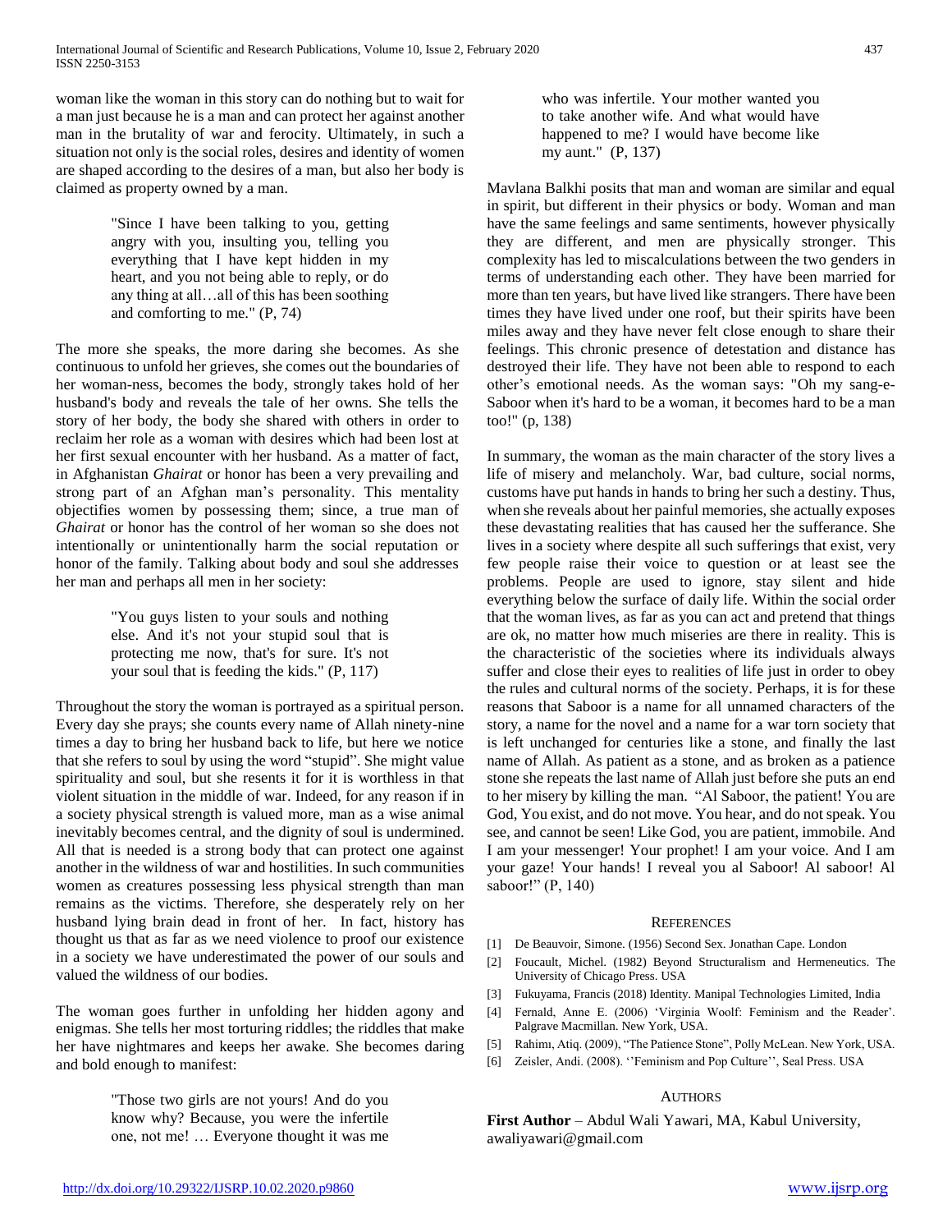woman like the woman in this story can do nothing but to wait for a man just because he is a man and can protect her against another man in the brutality of war and ferocity. Ultimately, in such a situation not only is the social roles, desires and identity of women are shaped according to the desires of a man, but also her body is claimed as property owned by a man.

> "Since I have been talking to you, getting angry with you, insulting you, telling you everything that I have kept hidden in my heart, and you not being able to reply, or do any thing at all…all of this has been soothing and comforting to me." (P, 74)

The more she speaks, the more daring she becomes. As she continuous to unfold her grieves, she comes out the boundaries of her woman-ness, becomes the body, strongly takes hold of her husband's body and reveals the tale of her owns. She tells the story of her body, the body she shared with others in order to reclaim her role as a woman with desires which had been lost at her first sexual encounter with her husband. As a matter of fact, in Afghanistan *Ghairat* or honor has been a very prevailing and strong part of an Afghan man's personality. This mentality objectifies women by possessing them; since, a true man of *Ghairat* or honor has the control of her woman so she does not intentionally or unintentionally harm the social reputation or honor of the family. Talking about body and soul she addresses her man and perhaps all men in her society:

> "You guys listen to your souls and nothing else. And it's not your stupid soul that is protecting me now, that's for sure. It's not your soul that is feeding the kids." (P, 117)

Throughout the story the woman is portrayed as a spiritual person. Every day she prays; she counts every name of Allah ninety-nine times a day to bring her husband back to life, but here we notice that she refers to soul by using the word "stupid". She might value spirituality and soul, but she resents it for it is worthless in that violent situation in the middle of war. Indeed, for any reason if in a society physical strength is valued more, man as a wise animal inevitably becomes central, and the dignity of soul is undermined. All that is needed is a strong body that can protect one against another in the wildness of war and hostilities. In such communities women as creatures possessing less physical strength than man remains as the victims. Therefore, she desperately rely on her husband lying brain dead in front of her. In fact, history has thought us that as far as we need violence to proof our existence in a society we have underestimated the power of our souls and valued the wildness of our bodies.

The woman goes further in unfolding her hidden agony and enigmas. She tells her most torturing riddles; the riddles that make her have nightmares and keeps her awake. She becomes daring and bold enough to manifest:

> "Those two girls are not yours! And do you know why? Because, you were the infertile one, not me! … Everyone thought it was me who was infertile. Your mother wanted you to take another wife. And what would have happened to me? I would have become like my aunt." (P, 137)

Mavlana Balkhi posits that man and woman are similar and equal in spirit, but different in their physics or body. Woman and man have the same feelings and same sentiments, however physically they are different, and men are physically stronger. This complexity has led to miscalculations between the two genders in terms of understanding each other. They have been married for more than ten years, but have lived like strangers. There have been times they have lived under one roof, but their spirits have been miles away and they have never felt close enough to share their feelings. This chronic presence of detestation and distance has destroyed their life. They have not been able to respond to each other's emotional needs. As the woman says: "Oh my sang-e-Saboor when it's hard to be a woman, it becomes hard to be a man too!" (p, 138)

In summary, the woman as the main character of the story lives a life of misery and melancholy. War, bad culture, social norms, customs have put hands in hands to bring her such a destiny. Thus, when she reveals about her painful memories, she actually exposes these devastating realities that has caused her the sufferance. She lives in a society where despite all such sufferings that exist, very few people raise their voice to question or at least see the problems. People are used to ignore, stay silent and hide everything below the surface of daily life. Within the social order that the woman lives, as far as you can act and pretend that things are ok, no matter how much miseries are there in reality. This is the characteristic of the societies where its individuals always suffer and close their eyes to realities of life just in order to obey the rules and cultural norms of the society. Perhaps, it is for these reasons that Saboor is a name for all unnamed characters of the story, a name for the novel and a name for a war torn society that is left unchanged for centuries like a stone, and finally the last name of Allah. As patient as a stone, and as broken as a patience stone she repeats the last name of Allah just before she puts an end to her misery by killing the man. "Al Saboor, the patient! You are God, You exist, and do not move. You hear, and do not speak. You see, and cannot be seen! Like God, you are patient, immobile. And I am your messenger! Your prophet! I am your voice. And I am your gaze! Your hands! I reveal you al Saboor! Al saboor! Al saboor!" (P, 140)

## References

[1] De Beauvoir, Simone. (1956) Second Sex. Jonathan Cape. London

[2] Foucault, Michel. (1982) Beyond Structuralism and Hermeneutics. The University of Chicago Press. USA

[3] Fukuyama, Francis (2018) Identity. Manipal Technologies Limited, India

[4] Fernald, Anne E. (2006) 'Virginia Woolf: Feminism and the Reader'. Palgrave Macmillan. New York, USA.

[5] Rahimı, Atiq. (2009), "The Patience Stone", Polly McLean. New York, USA.

[6] Zeisler, Andi. (2008). ''Feminism and Pop Culture'', Seal Press. USA

## Authors

**First Author** – Abdul Wali Yawari, MA, Kabul University, awaliyawari@gmail.com